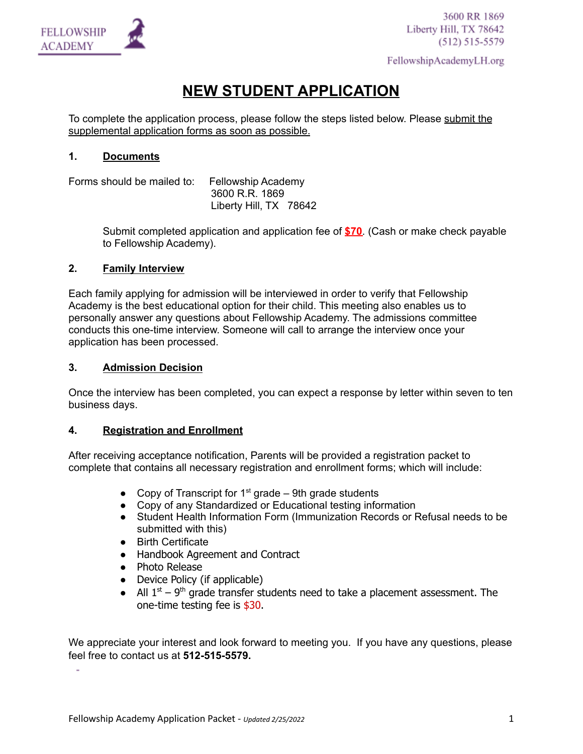FELLOWSHIP ACADEMY

3600 RR 1869
Liberty Hill, TX 78642
(512) 515-5579

FellowshipAcademyLH.org

# NEW STUDENT APPLICATION

To complete the application process, please follow the steps listed below. Please submit the supplemental application forms as soon as possible.

## 1. Documents

Forms should be mailed to:

Fellowship Academy
3600 R.R. 1869
Liberty Hill, TX 78642

Submit completed application and application fee of **$70**. (Cash or make check payable to Fellowship Academy).

## 2. Family Interview

Each family applying for admission will be interviewed in order to verify that Fellowship Academy is the best educational option for their child. This meeting also enables us to personally answer any questions about Fellowship Academy. The admissions committee conducts this one-time interview. Someone will call to arrange the interview once your application has been processed.

## 3. Admission Decision

Once the interview has been completed, you can expect a response by letter within seven to ten business days.

## 4. Registration and Enrollment

After receiving acceptance notification, Parents will be provided a registration packet to complete that contains all necessary registration and enrollment forms; which will include:

- Copy of Transcript for 1st grade – 9th grade students
- Copy of any Standardized or Educational testing information
- Student Health Information Form (Immunization Records or Refusal needs to be submitted with this)
- Birth Certificate
- Handbook Agreement and Contract
- Photo Release
- Device Policy (if applicable)
- All 1st – 9th grade transfer students need to take a placement assessment. The one-time testing fee is $30.

We appreciate your interest and look forward to meeting you. If you have any questions, please feel free to contact us at **512-515-5579.**

Fellowship Academy Application Packet - *Updated 2/25/2022*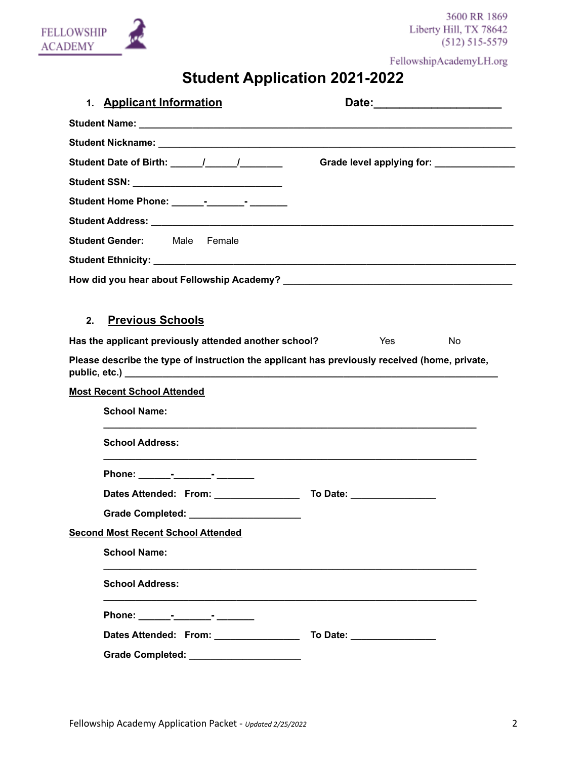FELLOWSHIP ACADEMY

3600 RR 1869
Liberty Hill, TX 78642
(512) 515-5579

FellowshipAcademyLH.org

# Student Application 2021-2022

## 1. Applicant Information

**Date:**____________________

**Student Name:** ____________________________________________________________________

**Student Nickname:** ________________________________________________________________

**Student Date of Birth:** ______/______/________ **Grade level applying for:** _______________

**Student SSN:** _____________________________

**Student Home Phone:** ______-_______-_______

**Student Address:** __________________________________________________________________

**Student Gender:** Male Female

**Student Ethnicity:** _________________________________________________________________

**How did you hear about Fellowship Academy?** ___________________________________________

## 2. Previous Schools

**Has the applicant previously attended another school?** Yes No

**Please describe the type of instruction the applicant has previously received (home, private, public, etc.)** ________________________________________________________________

**Most Recent School Attended**

**School Name:**
____________________________________________________________________

**School Address:**
____________________________________________________________________

**Phone:** ______-_______-_______

**Dates Attended: From:** ________________ **To Date:** ________________

**Grade Completed:** _____________________

**Second Most Recent School Attended**

**School Name:**
____________________________________________________________________

**School Address:**
____________________________________________________________________

**Phone:** ______-_______-_______

**Dates Attended: From:** ________________ **To Date:** ________________

**Grade Completed:** _____________________

Fellowship Academy Application Packet - *Updated 2/25/2022*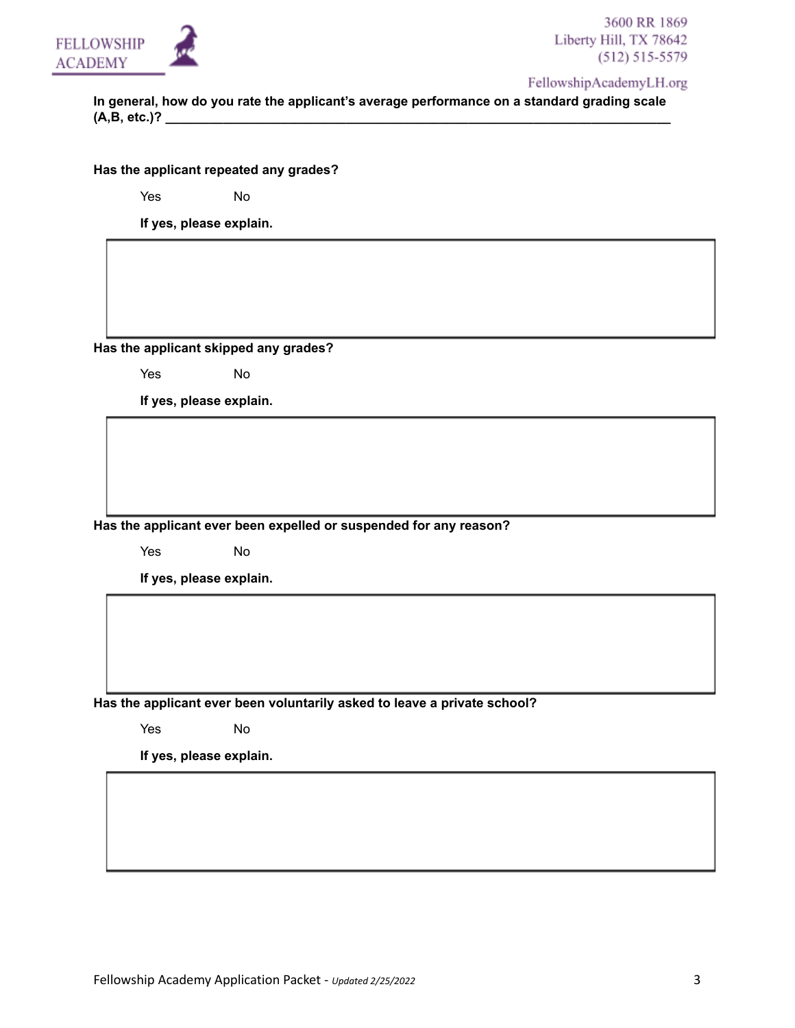**In general, how do you rate the applicant's average performance on a standard grading scale (A,B, etc.)? ___________________________________________________________________________**

**Has the applicant repeated any grades?**

Yes No

**If yes, please explain.**

**Has the applicant skipped any grades?**

Yes No

**If yes, please explain.**

**Has the applicant ever been expelled or suspended for any reason?**

Yes No

**If yes, please explain.**

**Has the applicant ever been voluntarily asked to leave a private school?**

Yes No

**If yes, please explain.**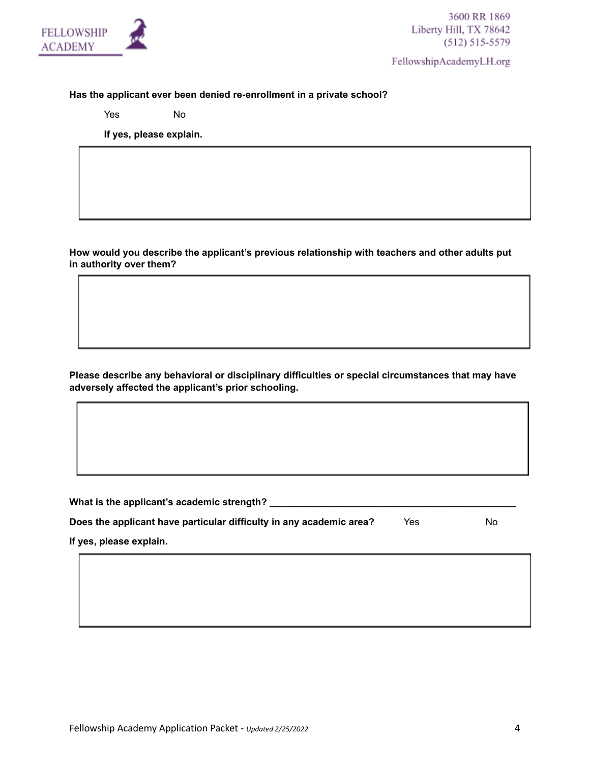**Has the applicant ever been denied re-enrollment in a private school?**

Yes No

**If yes, please explain.**

**How would you describe the applicant's previous relationship with teachers and other adults put in authority over them?**

**Please describe any behavioral or disciplinary difficulties or special circumstances that may have adversely affected the applicant's prior schooling.**

**What is the applicant's academic strength?** ______________________________________________

**Does the applicant have particular difficulty in any academic area?** Yes No

**If yes, please explain.**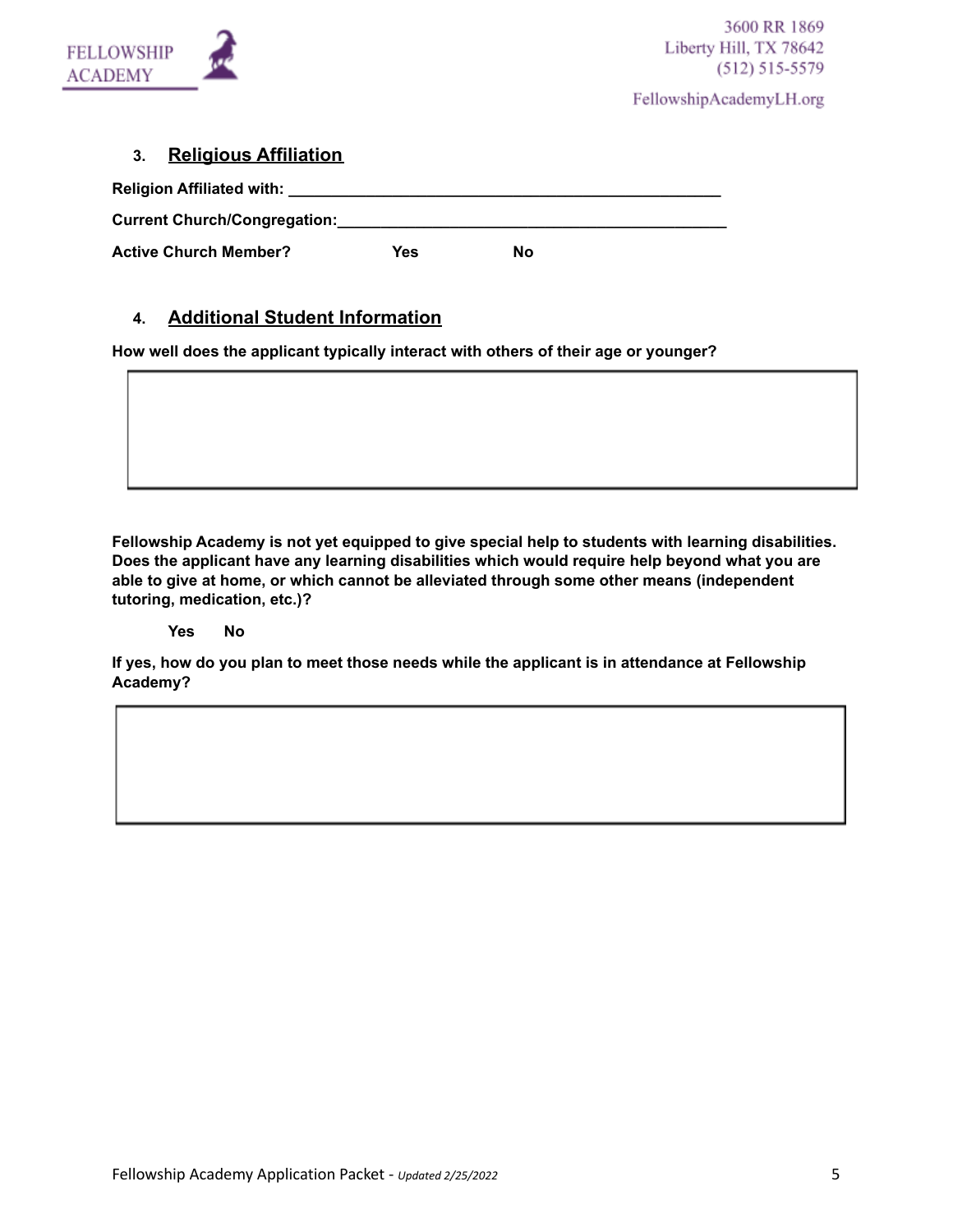### 3. Religious Affiliation

**Religion Affiliated with:** ____________________________________________________

**Current Church/Congregation:** ______________________________________________

**Active Church Member?** Yes No

### 4. Additional Student Information

**How well does the applicant typically interact with others of their age or younger?**

**Fellowship Academy is not yet equipped to give special help to students with learning disabilities. Does the applicant have any learning disabilities which would require help beyond what you are able to give at home, or which cannot be alleviated through some other means (independent tutoring, medication, etc.)?**

**Yes No**

**If yes, how do you plan to meet those needs while the applicant is in attendance at Fellowship Academy?**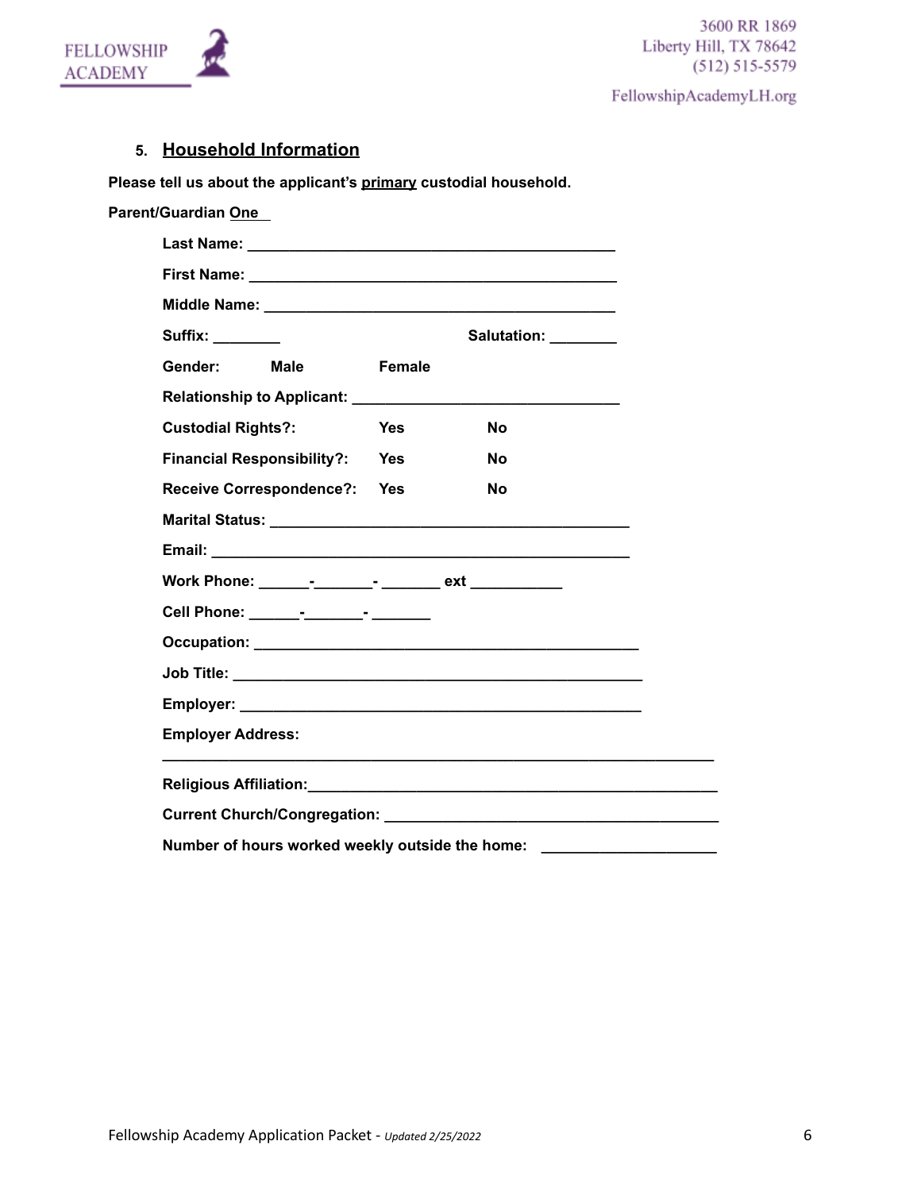FELLOWSHIP ACADEMY

3600 RR 1869
Liberty Hill, TX 78642
(512) 515-5579

FellowshipAcademyLH.org

## 5. Household Information

**Please tell us about the applicant's primary custodial household.**

**Parent/Guardian One**

**Last Name:** ____________________________________________

**First Name:** ____________________________________________

**Middle Name:** __________________________________________

**Suffix:** ________ **Salutation:** ________

**Gender:** **Male** **Female**

**Relationship to Applicant:** ________________________________

**Custodial Rights?:** **Yes** **No**

**Financial Responsibility?:** **Yes** **No**

**Receive Correspondence?:** **Yes** **No**

**Marital Status:** ___________________________________________

**Email:** ___________________________________________________

**Work Phone:** ______-_______- _______ **ext** ___________

**Cell Phone:** ______-_______- _______

**Occupation:** ______________________________________________

**Job Title:** ________________________________________________

**Employer:** ________________________________________________

**Employer Address:**

__________________________________________________________________

**Religious Affiliation:**_____________________________________________

**Current Church/Congregation:** ________________________________________

**Number of hours worked weekly outside the home:** ____________________

Fellowship Academy Application Packet - *Updated 2/25/2022*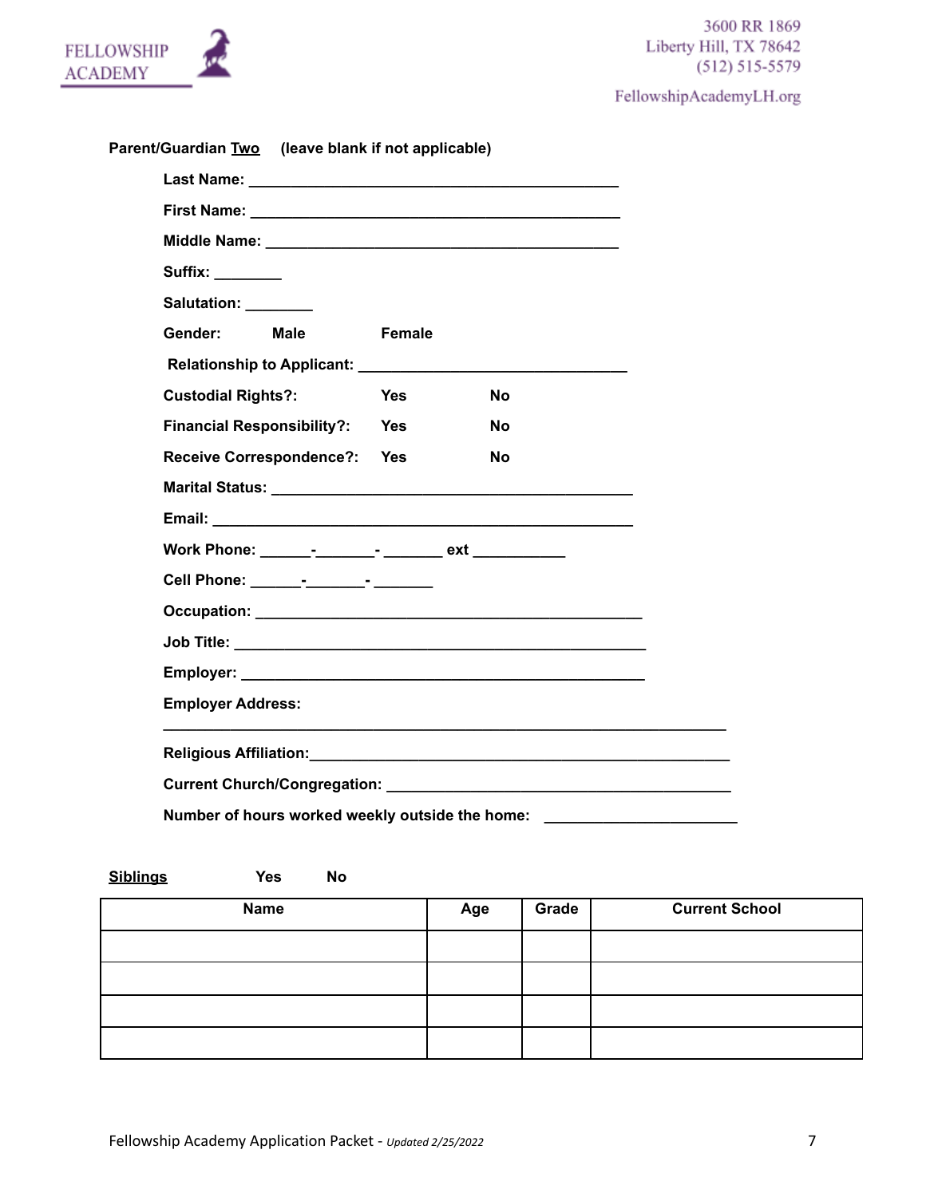**Parent/Guardian Two** (leave blank if not applicable)

**Last Name:** ___________________________________________

**First Name:** ___________________________________________

**Middle Name:** _________________________________________

**Suffix:** ________

**Salutation:** ________

**Gender:** Male Female

**Relationship to Applicant:** _______________________________

**Custodial Rights?:** Yes No

**Financial Responsibility?:** Yes No

**Receive Correspondence?:** Yes No

**Marital Status:** __________________________________________

**Email:** _________________________________________________

**Work Phone:** ______-_______-_______ ext ___________

**Cell Phone:** ______-_______-_______

**Occupation:** ______________________________________________

**Job Title:** _______________________________________________

**Employer:** ________________________________________________

**Employer Address:**

__________________________________________________________________

**Religious Affiliation:**__________________________________________________

**Current Church/Congregation:** _________________________________________

**Number of hours worked weekly outside the home:** _______________________

**Siblings** Yes No

| Name | Age | Grade | Current School |
| --- | --- | --- | --- |
| | | | |
| | | | |
| | | | |
| | | | |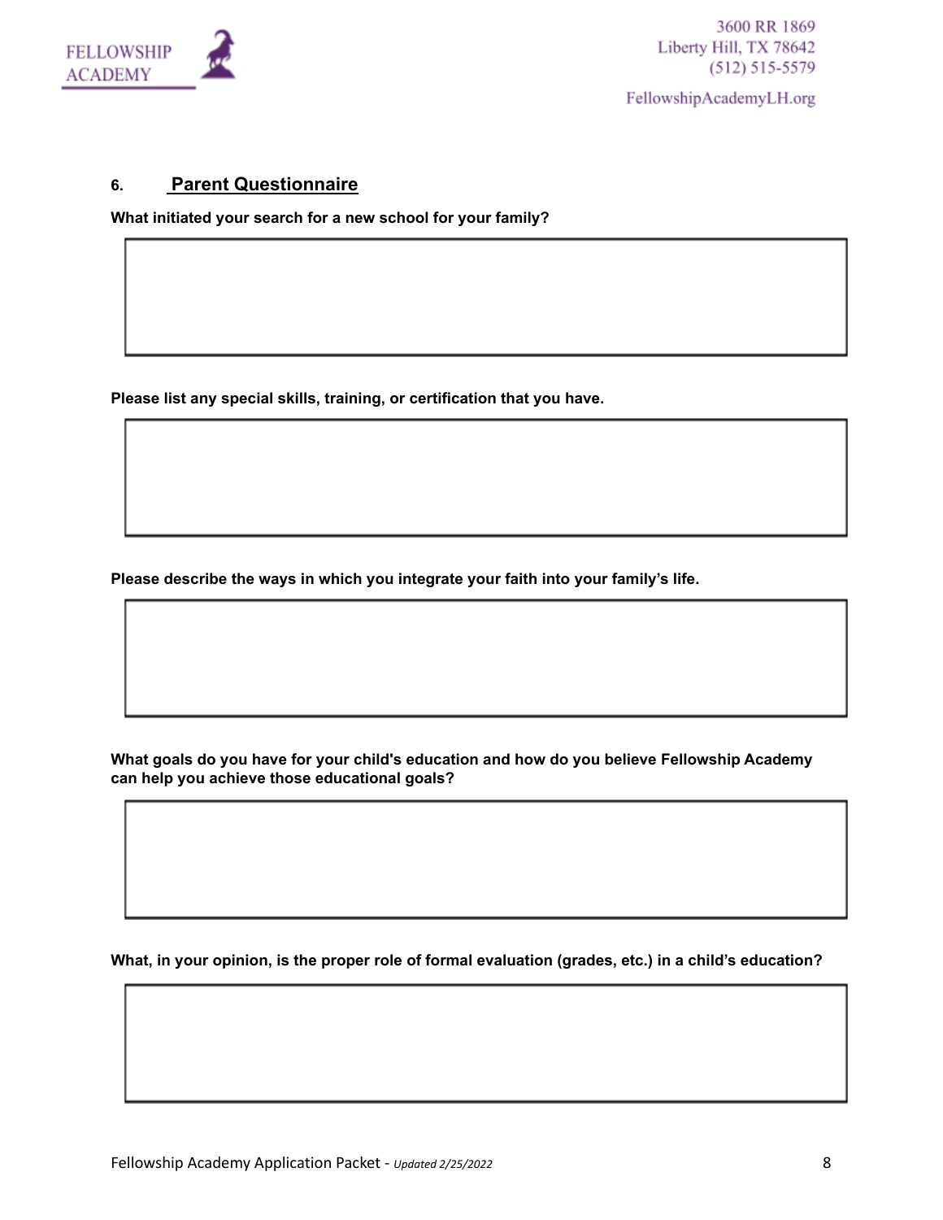## 6. Parent Questionnaire

**What initiated your search for a new school for your family?**

**Please list any special skills, training, or certification that you have.**

**Please describe the ways in which you integrate your faith into your family's life.**

**What goals do you have for your child's education and how do you believe Fellowship Academy can help you achieve those educational goals?**

**What, in your opinion, is the proper role of formal evaluation (grades, etc.) in a child's education?**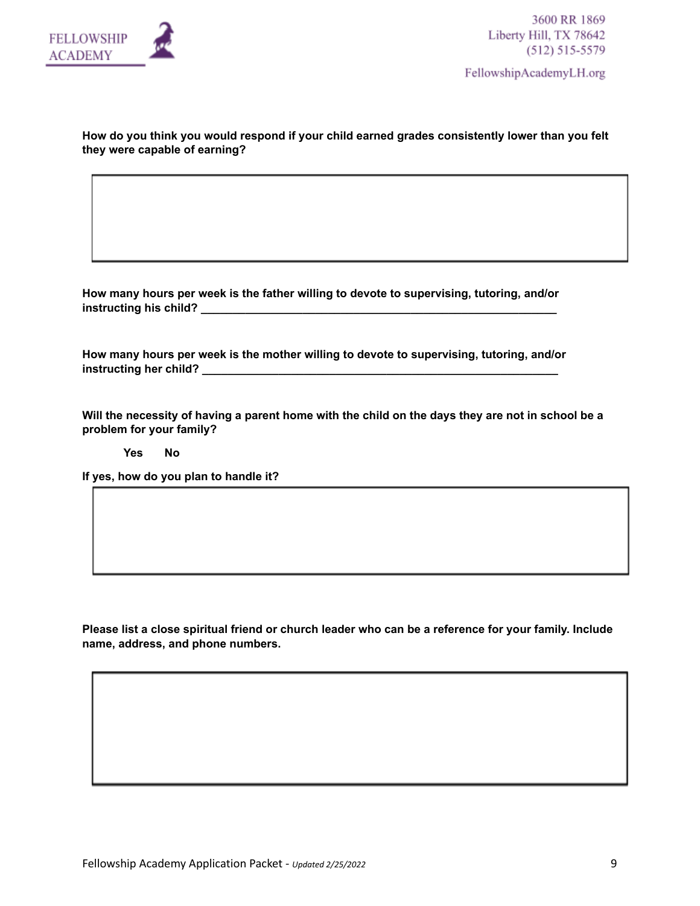**How do you think you would respond if your child earned grades consistently lower than you felt they were capable of earning?**

&nbsp;

**How many hours per week is the father willing to devote to supervising, tutoring, and/or instructing his child?** ____________________________________________________________

**How many hours per week is the mother willing to devote to supervising, tutoring, and/or instructing her child?** ____________________________________________________________

**Will the necessity of having a parent home with the child on the days they are not in school be a problem for your family?**

**Yes No**

**If yes, how do you plan to handle it?**

&nbsp;

**Please list a close spiritual friend or church leader who can be a reference for your family. Include name, address, and phone numbers.**

&nbsp;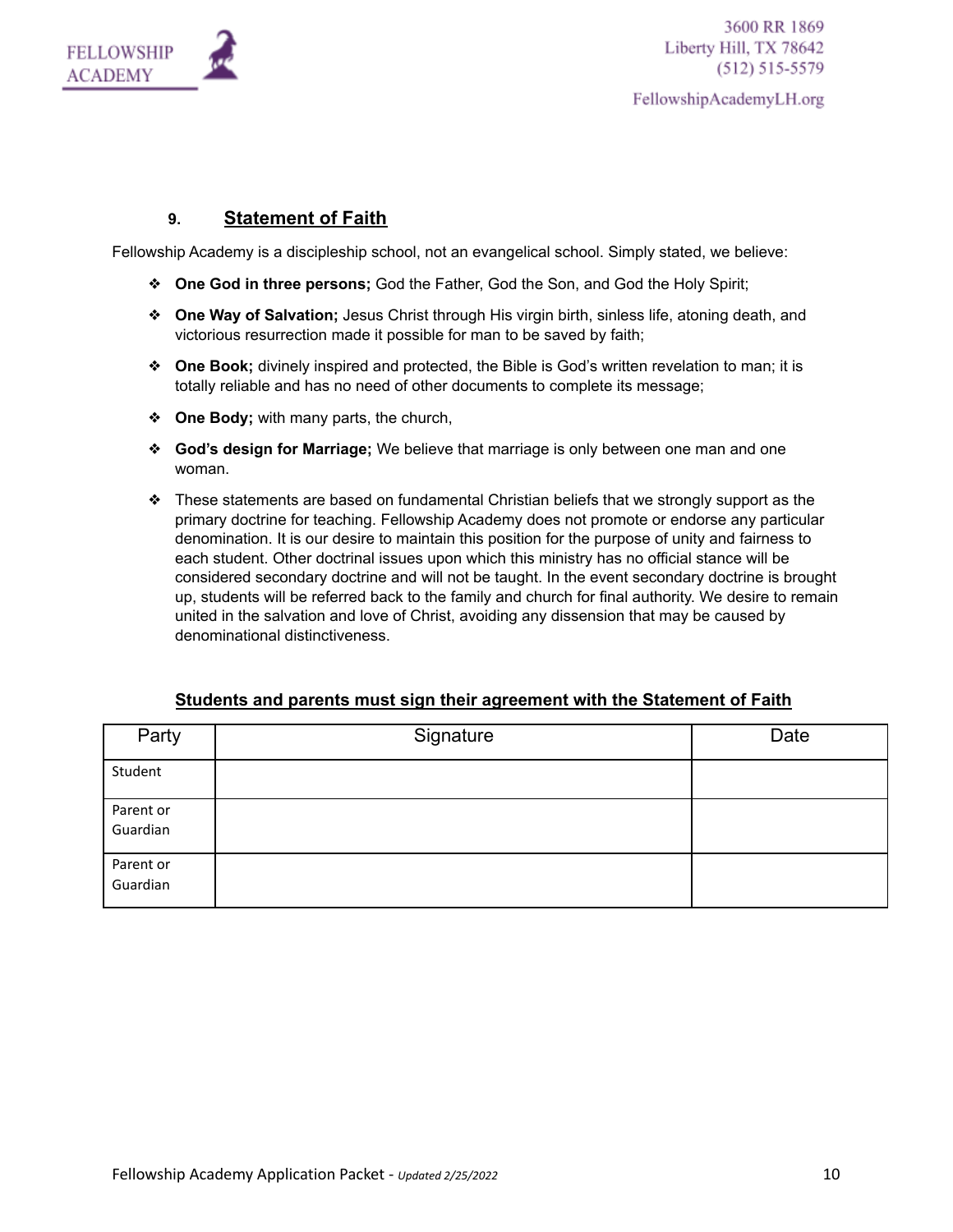## 9. Statement of Faith

Fellowship Academy is a discipleship school, not an evangelical school. Simply stated, we believe:

- **One God in three persons;** God the Father, God the Son, and God the Holy Spirit;
- **One Way of Salvation;** Jesus Christ through His virgin birth, sinless life, atoning death, and victorious resurrection made it possible for man to be saved by faith;
- **One Book;** divinely inspired and protected, the Bible is God's written revelation to man; it is totally reliable and has no need of other documents to complete its message;
- **One Body;** with many parts, the church,
- **God's design for Marriage;** We believe that marriage is only between one man and one woman.
- These statements are based on fundamental Christian beliefs that we strongly support as the primary doctrine for teaching. Fellowship Academy does not promote or endorse any particular denomination. It is our desire to maintain this position for the purpose of unity and fairness to each student. Other doctrinal issues upon which this ministry has no official stance will be considered secondary doctrine and will not be taught. In the event secondary doctrine is brought up, students will be referred back to the family and church for final authority. We desire to remain united in the salvation and love of Christ, avoiding any dissension that may be caused by denominational distinctiveness.

**Students and parents must sign their agreement with the Statement of Faith**

| Party | Signature | Date |
|---|---|---|
| Student | | |
| Parent or Guardian | | |
| Parent or Guardian | | |